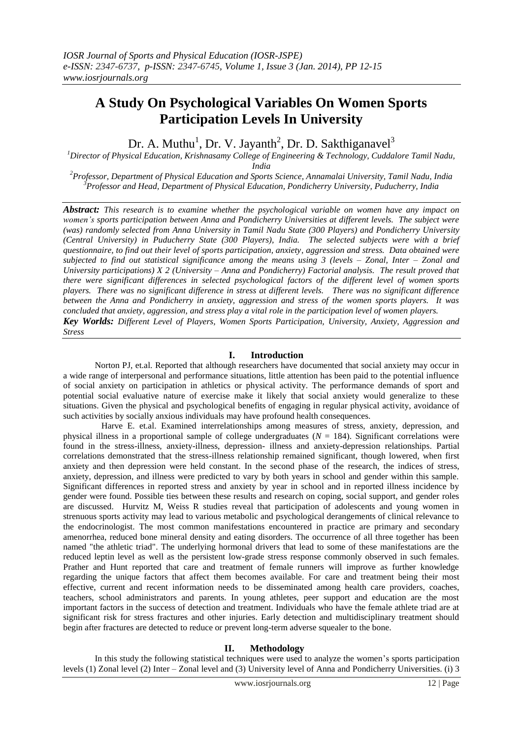# A Study On Psychological Variables On Women Sports Participation Levels In University

Dr. A. Muthu[1], Dr. V. Jayanth[2], Dr. D. Sakthiganavel[3]

[1]*Director of Physical Education, Krishnasamy College of Engineering & Technology, Cuddalore Tamil Nadu, India*

[2]*Professor, Department of Physical Education and Sports Science, Annamalai University, Tamil Nadu, India*

[3]*Professor and Head, Department of Physical Education, Pondicherry University, Puducherry, India*

***Abstract:*** *This research is to examine whether the psychological variable on women have any impact on women's sports participation between Anna and Pondicherry Universities at different levels. The subject were (was) randomly selected from Anna University in Tamil Nadu State (300 Players) and Pondicherry University (Central University) in Puducherry State (300 Players), India. The selected subjects were with a brief questionnaire, to find out their level of sports participation, anxiety, aggression and stress. Data obtained were subjected to find out statistical significance among the means using 3 (levels – Zonal, Inter – Zonal and University participations) X 2 (University – Anna and Pondicherry) Factorial analysis. The result proved that there were significant differences in selected psychological factors of the different level of women sports players. There was no significant difference in stress at different levels. There was no significant difference between the Anna and Pondicherry in anxiety, aggression and stress of the women sports players. It was concluded that anxiety, aggression, and stress play a vital role in the participation level of women players.*

***Key Worlds:*** *Different Level of Players, Women Sports Participation, University, Anxiety, Aggression and Stress*

## I. Introduction

Norton PJ, et.al. Reported that although researchers have documented that social anxiety may occur in a wide range of interpersonal and performance situations, little attention has been paid to the potential influence of social anxiety on participation in athletics or physical activity. The performance demands of sport and potential social evaluative nature of exercise make it likely that social anxiety would generalize to these situations. Given the physical and psychological benefits of engaging in regular physical activity, avoidance of such activities by socially anxious individuals may have profound health consequences.

Harve E. et.al. Examined interrelationships among measures of stress, anxiety, depression, and physical illness in a proportional sample of college undergraduates ($N$ = 184). Significant correlations were found in the stress-illness, anxiety-illness, depression- illness and anxiety-depression relationships. Partial correlations demonstrated that the stress-illness relationship remained significant, though lowered, when first anxiety and then depression were held constant. In the second phase of the research, the indices of stress, anxiety, depression, and illness were predicted to vary by both years in school and gender within this sample. Significant differences in reported stress and anxiety by year in school and in reported illness incidence by gender were found. Possible ties between these results and research on coping, social support, and gender roles are discussed. Hurvitz M, Weiss R studies reveal that participation of adolescents and young women in strenuous sports activity may lead to various metabolic and psychological derangements of clinical relevance to the endocrinologist. The most common manifestations encountered in practice are primary and secondary amenorrhea, reduced bone mineral density and eating disorders. The occurrence of all three together has been named "the athletic triad". The underlying hormonal drivers that lead to some of these manifestations are the reduced leptin level as well as the persistent low-grade stress response commonly observed in such females. Prather and Hunt reported that care and treatment of female runners will improve as further knowledge regarding the unique factors that affect them becomes available. For care and treatment being their most effective, current and recent information needs to be disseminated among health care providers, coaches, teachers, school administrators and parents. In young athletes, peer support and education are the most important factors in the success of detection and treatment. Individuals who have the female athlete triad are at significant risk for stress fractures and other injuries. Early detection and multidisciplinary treatment should begin after fractures are detected to reduce or prevent long-term adverse squealer to the bone.

## II. Methodology

In this study the following statistical techniques were used to analyze the women's sports participation levels (1) Zonal level (2) Inter – Zonal level and (3) University level of Anna and Pondicherry Universities. (i) 3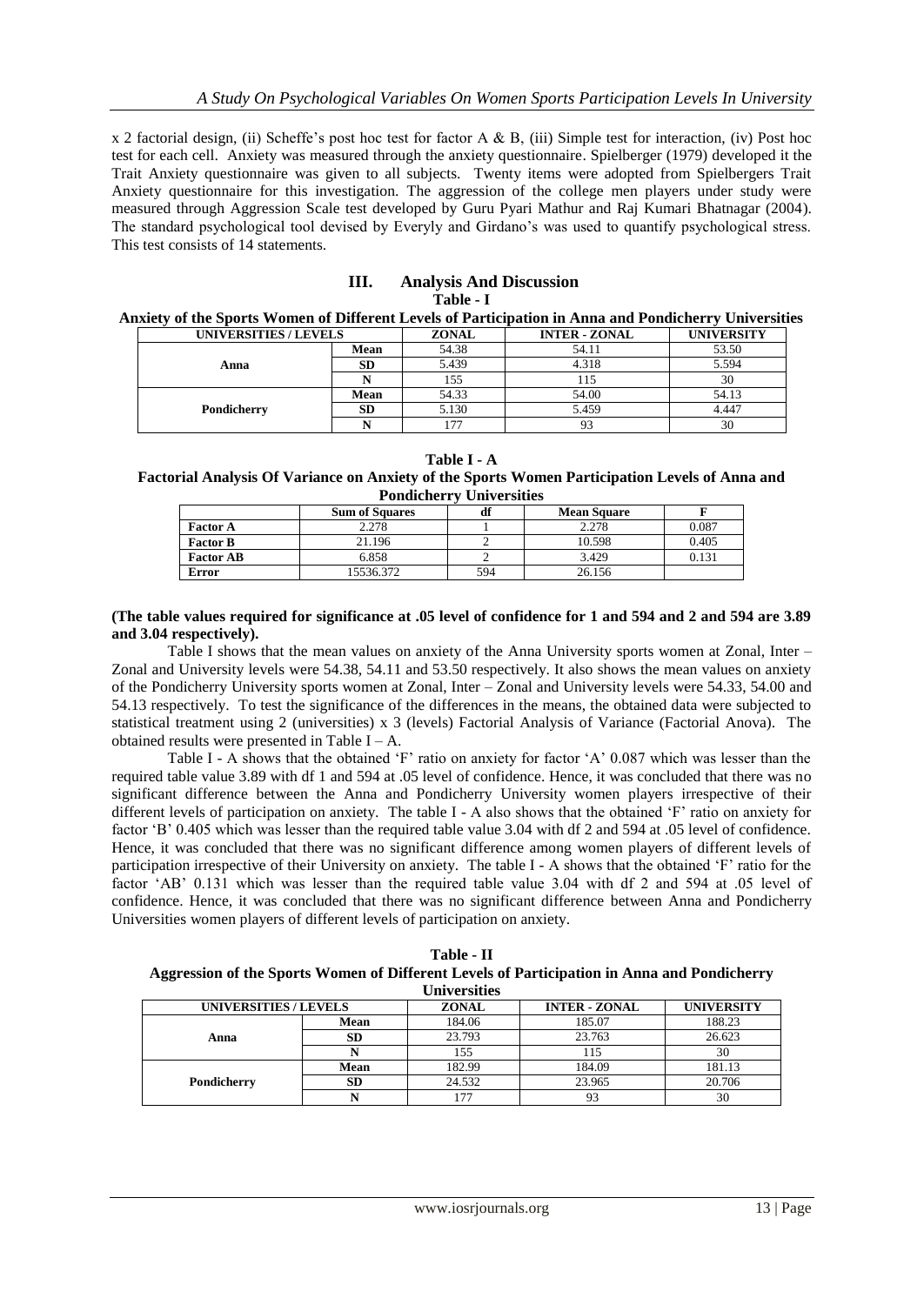x 2 factorial design, (ii) Scheffe's post hoc test for factor A & B, (iii) Simple test for interaction, (iv) Post hoc test for each cell. Anxiety was measured through the anxiety questionnaire. Spielberger (1979) developed it the Trait Anxiety questionnaire was given to all subjects. Twenty items were adopted from Spielbergers Trait Anxiety questionnaire for this investigation. The aggression of the college men players under study were measured through Aggression Scale test developed by Guru Pyari Mathur and Raj Kumari Bhatnagar (2004). The standard psychological tool devised by Everyly and Girdano's was used to quantify psychological stress. This test consists of 14 statements.

## III. Analysis And Discussion

**Table - I**

**Anxiety of the Sports Women of Different Levels of Participation in Anna and Pondicherry Universities**

| UNIVERSITIES / LEVELS | | ZONAL | INTER - ZONAL | UNIVERSITY |
|---|---|---|---|---|
| Anna | Mean | 54.38 | 54.11 | 53.50 |
| | SD | 5.439 | 4.318 | 5.594 |
| | N | 155 | 115 | 30 |
| Pondicherry | Mean | 54.33 | 54.00 | 54.13 |
| | SD | 5.130 | 5.459 | 4.447 |
| | N | 177 | 93 | 30 |

**Table I - A**

**Factorial Analysis Of Variance on Anxiety of the Sports Women Participation Levels of Anna and Pondicherry Universities**

| | Sum of Squares | df | Mean Square | F |
|---|---|---|---|---|
| Factor A | 2.278 | 1 | 2.278 | 0.087 |
| Factor B | 21.196 | 2 | 10.598 | 0.405 |
| Factor AB | 6.858 | 2 | 3.429 | 0.131 |
| Error | 15536.372 | 594 | 26.156 | |

**(The table values required for significance at .05 level of confidence for 1 and 594 and 2 and 594 are 3.89 and 3.04 respectively).**

Table I shows that the mean values on anxiety of the Anna University sports women at Zonal, Inter – Zonal and University levels were 54.38, 54.11 and 53.50 respectively. It also shows the mean values on anxiety of the Pondicherry University sports women at Zonal, Inter – Zonal and University levels were 54.33, 54.00 and 54.13 respectively. To test the significance of the differences in the means, the obtained data were subjected to statistical treatment using 2 (universities) x 3 (levels) Factorial Analysis of Variance (Factorial Anova). The obtained results were presented in Table I – A.

Table I - A shows that the obtained 'F' ratio on anxiety for factor 'A' 0.087 which was lesser than the required table value 3.89 with df 1 and 594 at .05 level of confidence. Hence, it was concluded that there was no significant difference between the Anna and Pondicherry University women players irrespective of their different levels of participation on anxiety. The table I - A also shows that the obtained 'F' ratio on anxiety for factor 'B' 0.405 which was lesser than the required table value 3.04 with df 2 and 594 at .05 level of confidence. Hence, it was concluded that there was no significant difference among women players of different levels of participation irrespective of their University on anxiety. The table I - A shows that the obtained 'F' ratio for the factor 'AB' 0.131 which was lesser than the required table value 3.04 with df 2 and 594 at .05 level of confidence. Hence, it was concluded that there was no significant difference between Anna and Pondicherry Universities women players of different levels of participation on anxiety.

**Table - II**

**Aggression of the Sports Women of Different Levels of Participation in Anna and Pondicherry Universities**

| UNIVERSITIES / LEVELS | | ZONAL | INTER - ZONAL | UNIVERSITY |
|---|---|---|---|---|
| Anna | Mean | 184.06 | 185.07 | 188.23 |
| | SD | 23.793 | 23.763 | 26.623 |
| | N | 155 | 115 | 30 |
| Pondicherry | Mean | 182.99 | 184.09 | 181.13 |
| | SD | 24.532 | 23.965 | 20.706 |
| | N | 177 | 93 | 30 |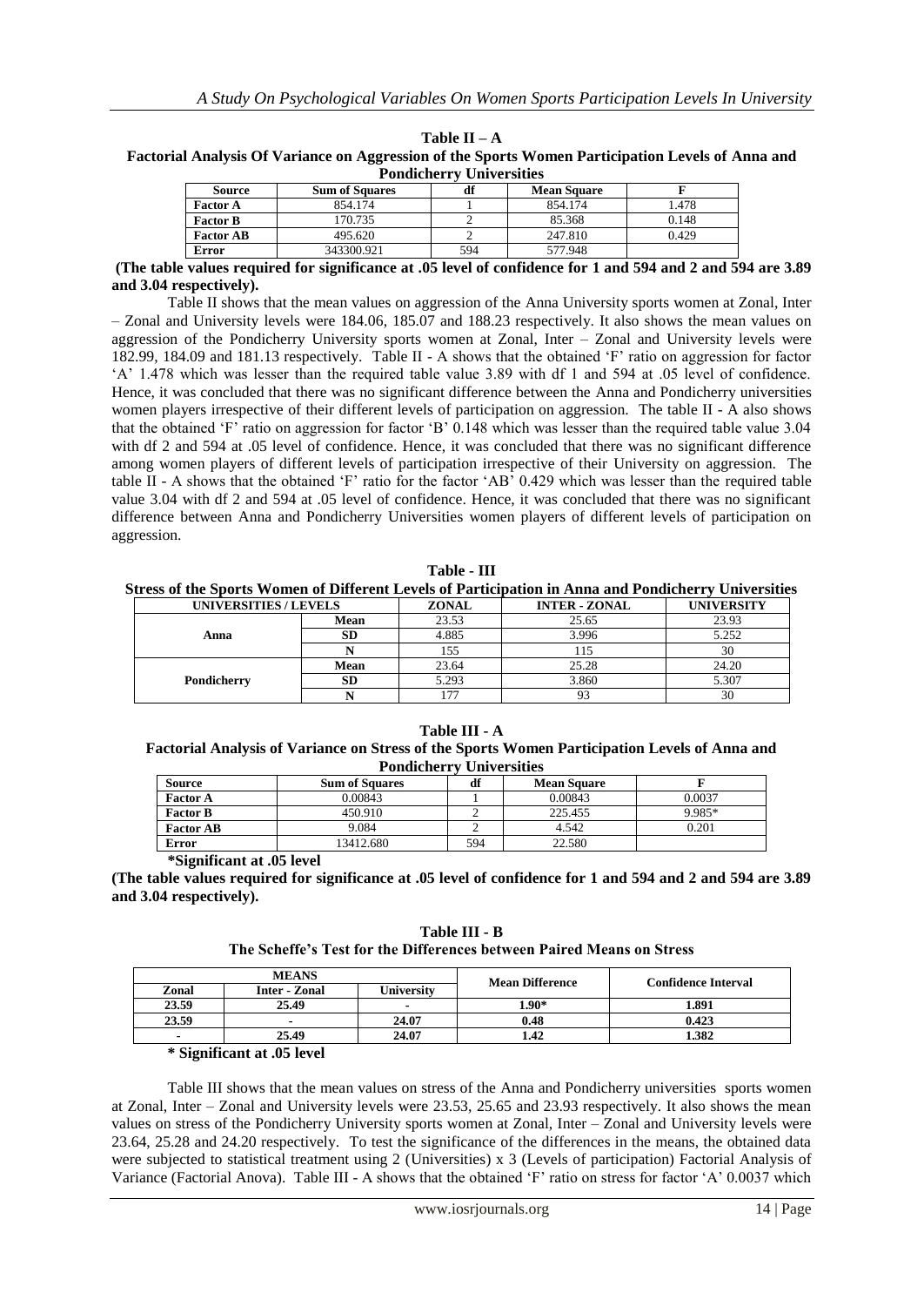**Table II – A**
**Factorial Analysis Of Variance on Aggression of the Sports Women Participation Levels of Anna and Pondicherry Universities**

| Source | Sum of Squares | df | Mean Square | F |
|---|---|---|---|---|
| Factor A | 854.174 | 1 | 854.174 | 1.478 |
| Factor B | 170.735 | 2 | 85.368 | 0.148 |
| Factor AB | 495.620 | 2 | 247.810 | 0.429 |
| Error | 343300.921 | 594 | 577.948 | |

**(The table values required for significance at .05 level of confidence for 1 and 594 and 2 and 594 are 3.89 and 3.04 respectively).**

Table II shows that the mean values on aggression of the Anna University sports women at Zonal, Inter – Zonal and University levels were 184.06, 185.07 and 188.23 respectively. It also shows the mean values on aggression of the Pondicherry University sports women at Zonal, Inter – Zonal and University levels were 182.99, 184.09 and 181.13 respectively. Table II - A shows that the obtained 'F' ratio on aggression for factor 'A' 1.478 which was lesser than the required table value 3.89 with df 1 and 594 at .05 level of confidence. Hence, it was concluded that there was no significant difference between the Anna and Pondicherry universities women players irrespective of their different levels of participation on aggression. The table II - A also shows that the obtained 'F' ratio on aggression for factor 'B' 0.148 which was lesser than the required table value 3.04 with df 2 and 594 at .05 level of confidence. Hence, it was concluded that there was no significant difference among women players of different levels of participation irrespective of their University on aggression. The table II - A shows that the obtained 'F' ratio for the factor 'AB' 0.429 which was lesser than the required table value 3.04 with df 2 and 594 at .05 level of confidence. Hence, it was concluded that there was no significant difference between Anna and Pondicherry Universities women players of different levels of participation on aggression.

**Table - III**
**Stress of the Sports Women of Different Levels of Participation in Anna and Pondicherry Universities**

| UNIVERSITIES / LEVELS | | ZONAL | INTER - ZONAL | UNIVERSITY |
|---|---|---|---|---|
| Anna | Mean | 23.53 | 25.65 | 23.93 |
| | SD | 4.885 | 3.996 | 5.252 |
| | N | 155 | 115 | 30 |
| Pondicherry | Mean | 23.64 | 25.28 | 24.20 |
| | SD | 5.293 | 3.860 | 5.307 |
| | N | 177 | 93 | 30 |

**Table III - A**
**Factorial Analysis of Variance on Stress of the Sports Women Participation Levels of Anna and Pondicherry Universities**

| Source | Sum of Squares | df | Mean Square | F |
|---|---|---|---|---|
| Factor A | 0.00843 | 1 | 0.00843 | 0.0037 |
| Factor B | 450.910 | 2 | 225.455 | 9.985* |
| Factor AB | 9.084 | 2 | 4.542 | 0.201 |
| Error | 13412.680 | 594 | 22.580 | |

**\*Significant at .05 level**

**(The table values required for significance at .05 level of confidence for 1 and 594 and 2 and 594 are 3.89 and 3.04 respectively).**

**Table III - B**
**The Scheffe's Test for the Differences between Paired Means on Stress**

| MEANS | | | Mean Difference | Confidence Interval |
|---|---|---|---|---|
| Zonal | Inter - Zonal | University | | |
| 23.59 | 25.49 | - | 1.90* | 1.891 |
| 23.59 | - | 24.07 | 0.48 | 0.423 |
| - | 25.49 | 24.07 | 1.42 | 1.382 |

**\* Significant at .05 level**

Table III shows that the mean values on stress of the Anna and Pondicherry universities sports women at Zonal, Inter – Zonal and University levels were 23.53, 25.65 and 23.93 respectively. It also shows the mean values on stress of the Pondicherry University sports women at Zonal, Inter – Zonal and University levels were 23.64, 25.28 and 24.20 respectively. To test the significance of the differences in the means, the obtained data were subjected to statistical treatment using 2 (Universities) x 3 (Levels of participation) Factorial Analysis of Variance (Factorial Anova). Table III - A shows that the obtained 'F' ratio on stress for factor 'A' 0.0037 which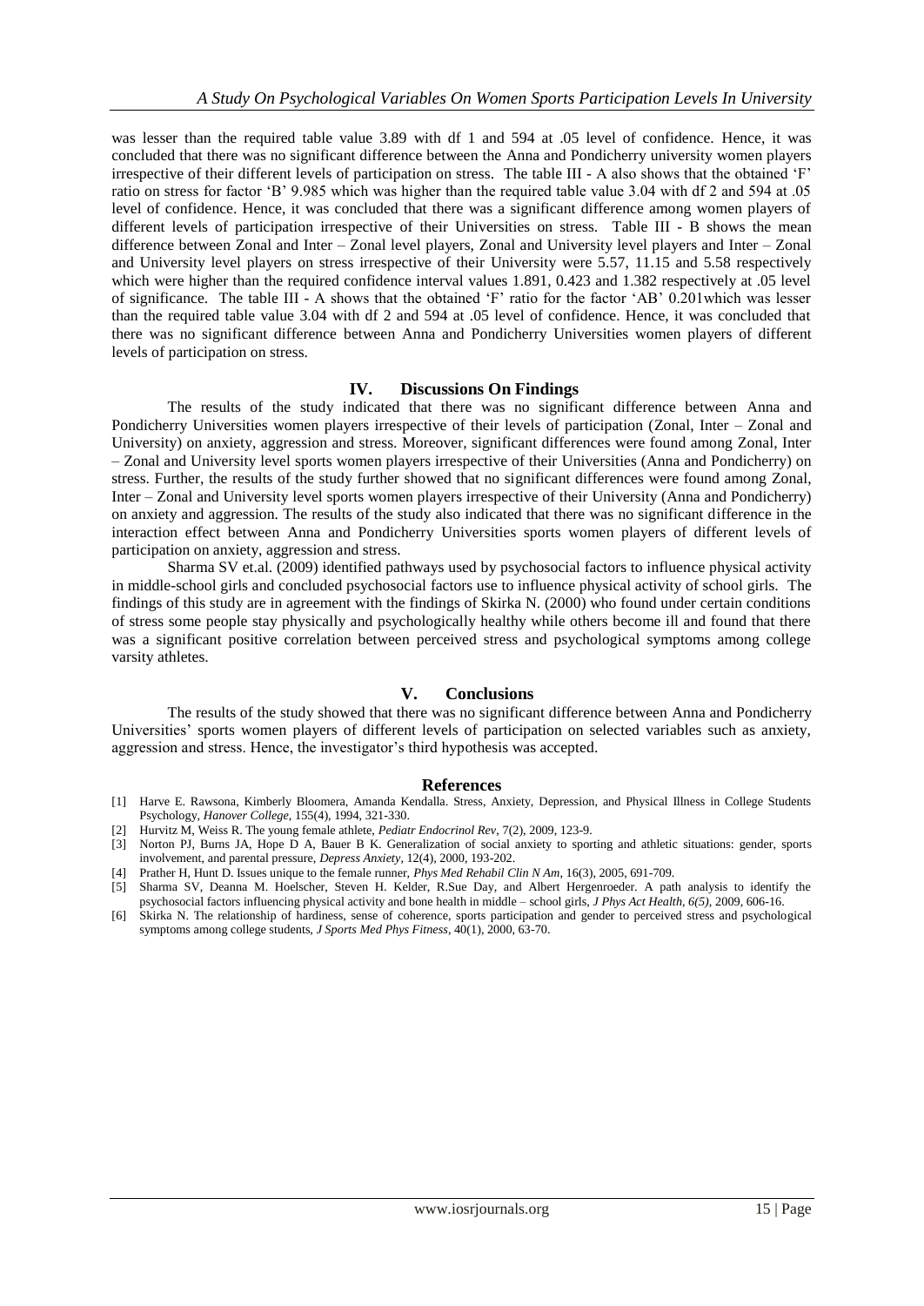was lesser than the required table value 3.89 with df 1 and 594 at .05 level of confidence. Hence, it was concluded that there was no significant difference between the Anna and Pondicherry university women players irrespective of their different levels of participation on stress. The table III - A also shows that the obtained 'F' ratio on stress for factor 'B' 9.985 which was higher than the required table value 3.04 with df 2 and 594 at .05 level of confidence. Hence, it was concluded that there was a significant difference among women players of different levels of participation irrespective of their Universities on stress. Table III - B shows the mean difference between Zonal and Inter – Zonal level players, Zonal and University level players and Inter – Zonal and University level players on stress irrespective of their University were 5.57, 11.15 and 5.58 respectively which were higher than the required confidence interval values 1.891, 0.423 and 1.382 respectively at .05 level of significance. The table III - A shows that the obtained 'F' ratio for the factor 'AB' 0.201which was lesser than the required table value 3.04 with df 2 and 594 at .05 level of confidence. Hence, it was concluded that there was no significant difference between Anna and Pondicherry Universities women players of different levels of participation on stress.

## IV. Discussions On Findings

The results of the study indicated that there was no significant difference between Anna and Pondicherry Universities women players irrespective of their levels of participation (Zonal, Inter – Zonal and University) on anxiety, aggression and stress. Moreover, significant differences were found among Zonal, Inter – Zonal and University level sports women players irrespective of their Universities (Anna and Pondicherry) on stress. Further, the results of the study further showed that no significant differences were found among Zonal, Inter – Zonal and University level sports women players irrespective of their University (Anna and Pondicherry) on anxiety and aggression. The results of the study also indicated that there was no significant difference in the interaction effect between Anna and Pondicherry Universities sports women players of different levels of participation on anxiety, aggression and stress.

Sharma SV et.al. (2009) identified pathways used by psychosocial factors to influence physical activity in middle-school girls and concluded psychosocial factors use to influence physical activity of school girls. The findings of this study are in agreement with the findings of Skirka N. (2000) who found under certain conditions of stress some people stay physically and psychologically healthy while others become ill and found that there was a significant positive correlation between perceived stress and psychological symptoms among college varsity athletes.

## V. Conclusions

The results of the study showed that there was no significant difference between Anna and Pondicherry Universities' sports women players of different levels of participation on selected variables such as anxiety, aggression and stress. Hence, the investigator's third hypothesis was accepted.

## References

[1] Harve E. Rawsona, Kimberly Bloomera, Amanda Kendalla. Stress, Anxiety, Depression, and Physical Illness in College Students Psychology, *Hanover College*, 155(4), 1994, 321-330.

[2] Hurvitz M, Weiss R. The young female athlete, *Pediatr Endocrinol Rev*, 7(2), 2009, 123-9.

[3] Norton PJ, Burns JA, Hope D A, Bauer B K. Generalization of social anxiety to sporting and athletic situations: gender, sports involvement, and parental pressure, *Depress Anxiety*, 12(4), 2000, 193-202.

[4] Prather H, Hunt D. Issues unique to the female runner, *Phys Med Rehabil Clin N Am*, 16(3), 2005, 691-709.

[5] Sharma SV, Deanna M. Hoelscher, Steven H. Kelder, R.Sue Day, and Albert Hergenroeder. A path analysis to identify the psychosocial factors influencing physical activity and bone health in middle – school girls, *J Phys Act Health, 6(5)*, 2009, 606-16.

[6] Skirka N. The relationship of hardiness, sense of coherence, sports participation and gender to perceived stress and psychological symptoms among college students, *J Sports Med Phys Fitness*, 40(1), 2000, 63-70.